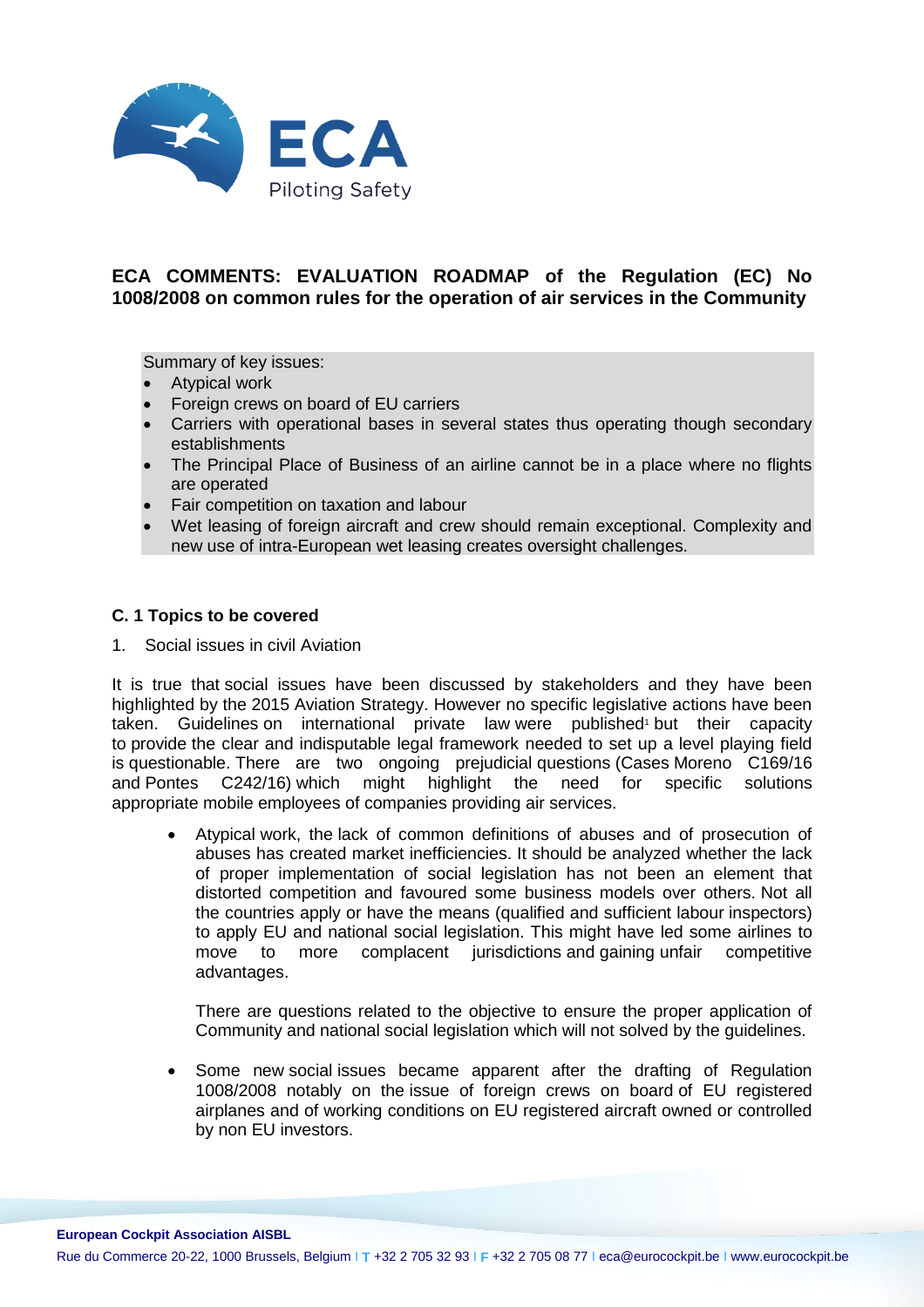## ECA COMMENTS: EVALUATION ROADMAP of the Regulation (EC) No 1008/2008 on common rules for the operation of air services in the Community

Summary of key issues:

- Atypical work
- Foreign crews on board of EU carriers
- Carriers with operational bases in several states thus operating though secondary establishments
- The Principal Place of Business of an airline cannot be in a place where no flights are operated
- Fair competition on taxation and labour
- Wet leasing of foreign aircraft and crew should remain exceptional. Complexity and new use of intra-European wet leasing creates oversight challenges.

### C. 1 Topics to be covered

1. Social issues in civil Aviation

It is true that social issues have been discussed by stakeholders and they have been highlighted by the 2015 Aviation Strategy. However no specific legislative actions have been taken. Guidelines on international private law were published[1] but their capacity to provide the clear and indisputable legal framework needed to set up a level playing field is questionable. There are two ongoing prejudicial questions (Cases Moreno C169/16 and Pontes C242/16) which might highlight the need for specific solutions appropriate mobile employees of companies providing air services.

- Atypical work, the lack of common definitions of abuses and of prosecution of abuses has created market inefficiencies. It should be analyzed whether the lack of proper implementation of social legislation has not been an element that distorted competition and favoured some business models over others. Not all the countries apply or have the means (qualified and sufficient labour inspectors) to apply EU and national social legislation. This might have led some airlines to move to more complacent jurisdictions and gaining unfair competitive advantages.

  There are questions related to the objective to ensure the proper application of Community and national social legislation which will not solved by the guidelines.

- Some new social issues became apparent after the drafting of Regulation 1008/2008 notably on the issue of foreign crews on board of EU registered airplanes and of working conditions on EU registered aircraft owned or controlled by non EU investors.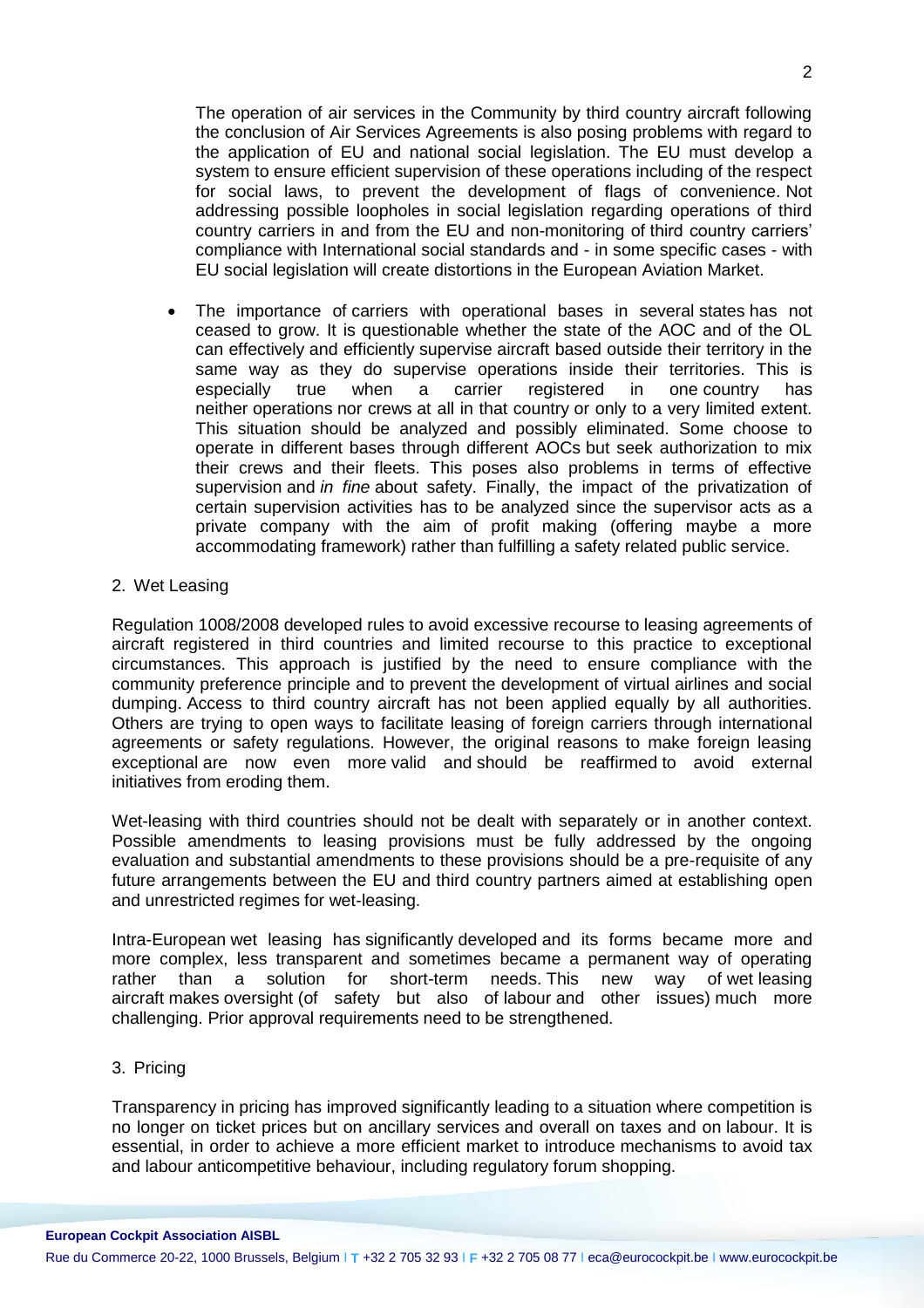The operation of air services in the Community by third country aircraft following the conclusion of Air Services Agreements is also posing problems with regard to the application of EU and national social legislation. The EU must develop a system to ensure efficient supervision of these operations including of the respect for social laws, to prevent the development of flags of convenience. Not addressing possible loopholes in social legislation regarding operations of third country carriers in and from the EU and non-monitoring of third country carriers' compliance with International social standards and - in some specific cases - with EU social legislation will create distortions in the European Aviation Market.

- The importance of carriers with operational bases in several states has not ceased to grow. It is questionable whether the state of the AOC and of the OL can effectively and efficiently supervise aircraft based outside their territory in the same way as they do supervise operations inside their territories. This is especially true when a carrier registered in one country has neither operations nor crews at all in that country or only to a very limited extent. This situation should be analyzed and possibly eliminated. Some choose to operate in different bases through different AOCs but seek authorization to mix their crews and their fleets. This poses also problems in terms of effective supervision and *in fine* about safety. Finally, the impact of the privatization of certain supervision activities has to be analyzed since the supervisor acts as a private company with the aim of profit making (offering maybe a more accommodating framework) rather than fulfilling a safety related public service.

2. Wet Leasing

Regulation 1008/2008 developed rules to avoid excessive recourse to leasing agreements of aircraft registered in third countries and limited recourse to this practice to exceptional circumstances. This approach is justified by the need to ensure compliance with the community preference principle and to prevent the development of virtual airlines and social dumping. Access to third country aircraft has not been applied equally by all authorities. Others are trying to open ways to facilitate leasing of foreign carriers through international agreements or safety regulations. However, the original reasons to make foreign leasing exceptional are now even more valid and should be reaffirmed to avoid external initiatives from eroding them.

Wet-leasing with third countries should not be dealt with separately or in another context. Possible amendments to leasing provisions must be fully addressed by the ongoing evaluation and substantial amendments to these provisions should be a pre-requisite of any future arrangements between the EU and third country partners aimed at establishing open and unrestricted regimes for wet-leasing.

Intra-European wet leasing has significantly developed and its forms became more and more complex, less transparent and sometimes became a permanent way of operating rather than a solution for short-term needs. This new way of wet leasing aircraft makes oversight (of safety but also of labour and other issues) much more challenging. Prior approval requirements need to be strengthened.

3. Pricing

Transparency in pricing has improved significantly leading to a situation where competition is no longer on ticket prices but on ancillary services and overall on taxes and on labour. It is essential, in order to achieve a more efficient market to introduce mechanisms to avoid tax and labour anticompetitive behaviour, including regulatory forum shopping.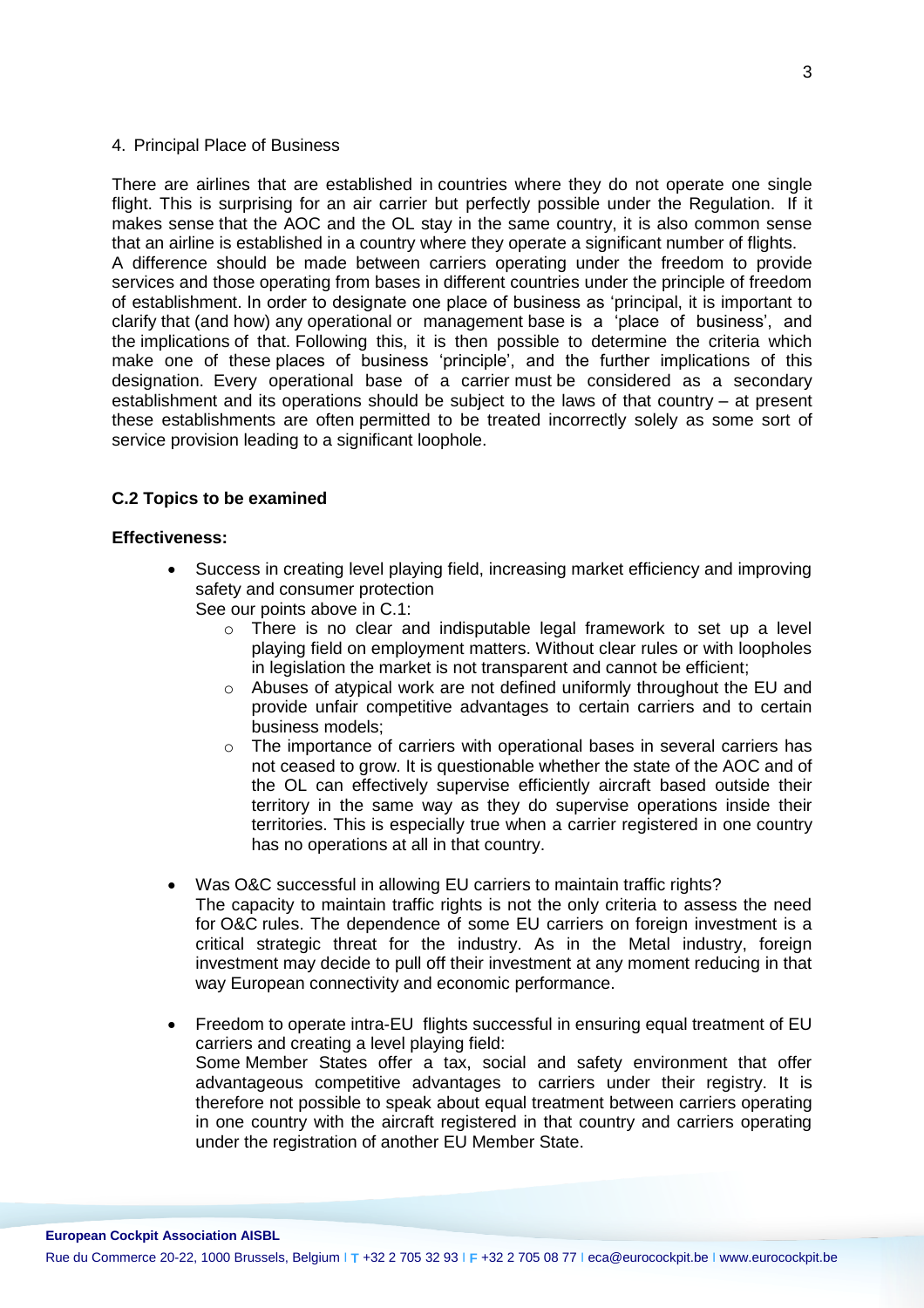4. Principal Place of Business

There are airlines that are established in countries where they do not operate one single flight. This is surprising for an air carrier but perfectly possible under the Regulation. If it makes sense that the AOC and the OL stay in the same country, it is also common sense that an airline is established in a country where they operate a significant number of flights.
A difference should be made between carriers operating under the freedom to provide services and those operating from bases in different countries under the principle of freedom of establishment. In order to designate one place of business as 'principal, it is important to clarify that (and how) any operational or management base is a 'place of business', and the implications of that. Following this, it is then possible to determine the criteria which make one of these places of business 'principle', and the further implications of this designation. Every operational base of a carrier must be considered as a secondary establishment and its operations should be subject to the laws of that country – at present these establishments are often permitted to be treated incorrectly solely as some sort of service provision leading to a significant loophole.

### C.2 Topics to be examined

**Effectiveness:**

- Success in creating level playing field, increasing market efficiency and improving safety and consumer protection
  See our points above in C.1:
  - There is no clear and indisputable legal framework to set up a level playing field on employment matters. Without clear rules or with loopholes in legislation the market is not transparent and cannot be efficient;
  - Abuses of atypical work are not defined uniformly throughout the EU and provide unfair competitive advantages to certain carriers and to certain business models;
  - The importance of carriers with operational bases in several carriers has not ceased to grow. It is questionable whether the state of the AOC and of the OL can effectively supervise efficiently aircraft based outside their territory in the same way as they do supervise operations inside their territories. This is especially true when a carrier registered in one country has no operations at all in that country.

- Was O&C successful in allowing EU carriers to maintain traffic rights?
  The capacity to maintain traffic rights is not the only criteria to assess the need for O&C rules. The dependence of some EU carriers on foreign investment is a critical strategic threat for the industry. As in the Metal industry, foreign investment may decide to pull off their investment at any moment reducing in that way European connectivity and economic performance.

- Freedom to operate intra-EU flights successful in ensuring equal treatment of EU carriers and creating a level playing field:
  Some Member States offer a tax, social and safety environment that offer advantageous competitive advantages to carriers under their registry. It is therefore not possible to speak about equal treatment between carriers operating in one country with the aircraft registered in that country and carriers operating under the registration of another EU Member State.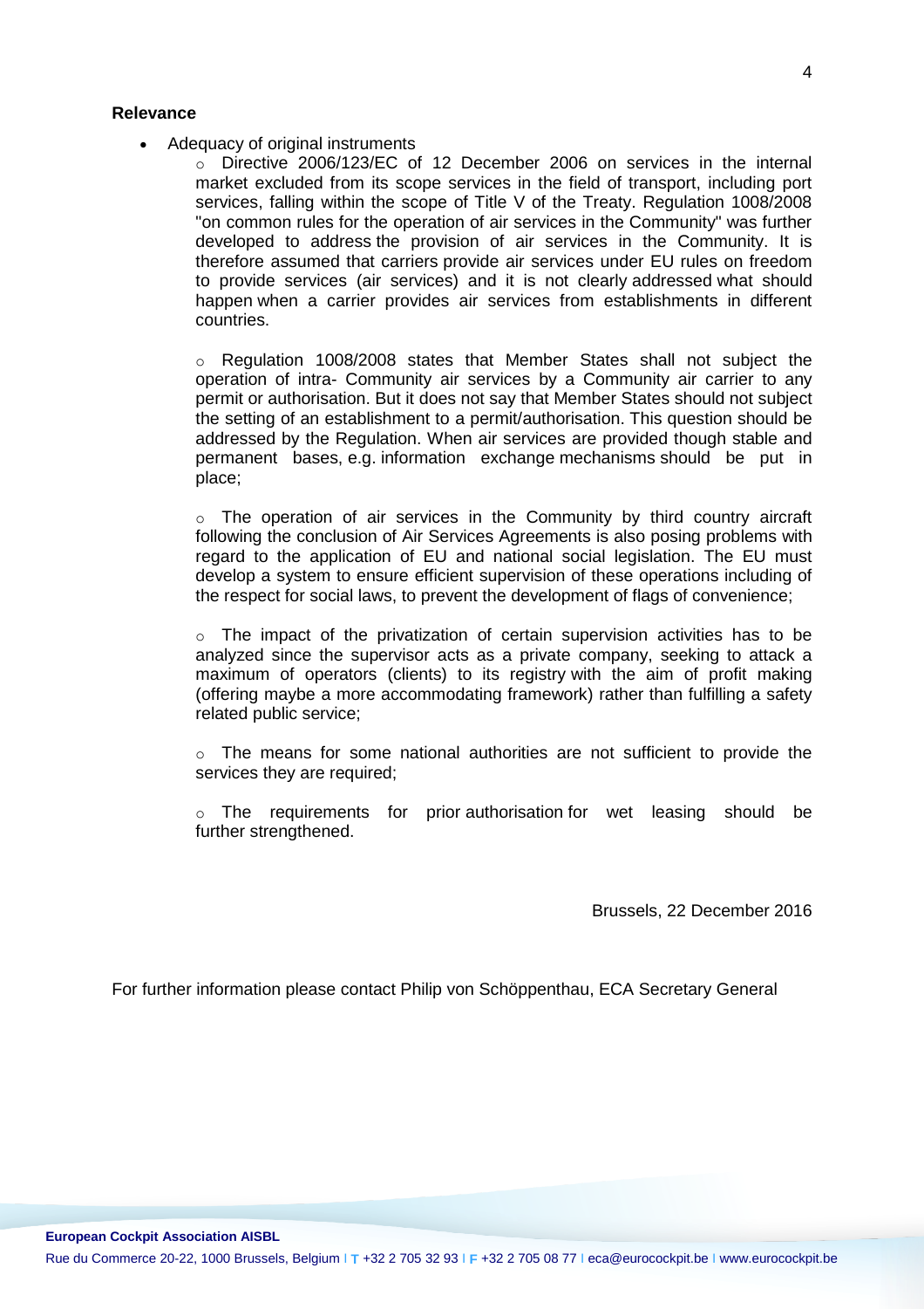**Relevance**

- Adequacy of original instruments
  - Directive 2006/123/EC of 12 December 2006 on services in the internal market excluded from its scope services in the field of transport, including port services, falling within the scope of Title V of the Treaty. Regulation 1008/2008 "on common rules for the operation of air services in the Community" was further developed to address the provision of air services in the Community. It is therefore assumed that carriers provide air services under EU rules on freedom to provide services (air services) and it is not clearly addressed what should happen when a carrier provides air services from establishments in different countries.

  - Regulation 1008/2008 states that Member States shall not subject the operation of intra- Community air services by a Community air carrier to any permit or authorisation. But it does not say that Member States should not subject the setting of an establishment to a permit/authorisation. This question should be addressed by the Regulation. When air services are provided though stable and permanent bases, e.g. information exchange mechanisms should be put in place;

  - The operation of air services in the Community by third country aircraft following the conclusion of Air Services Agreements is also posing problems with regard to the application of EU and national social legislation. The EU must develop a system to ensure efficient supervision of these operations including of the respect for social laws, to prevent the development of flags of convenience;

  - The impact of the privatization of certain supervision activities has to be analyzed since the supervisor acts as a private company, seeking to attack a maximum of operators (clients) to its registry with the aim of profit making (offering maybe a more accommodating framework) rather than fulfilling a safety related public service;

  - The means for some national authorities are not sufficient to provide the services they are required;

  - The requirements for prior authorisation for wet leasing should be further strengthened.

Brussels, 22 December 2016

For further information please contact Philip von Schöppenthau, ECA Secretary General